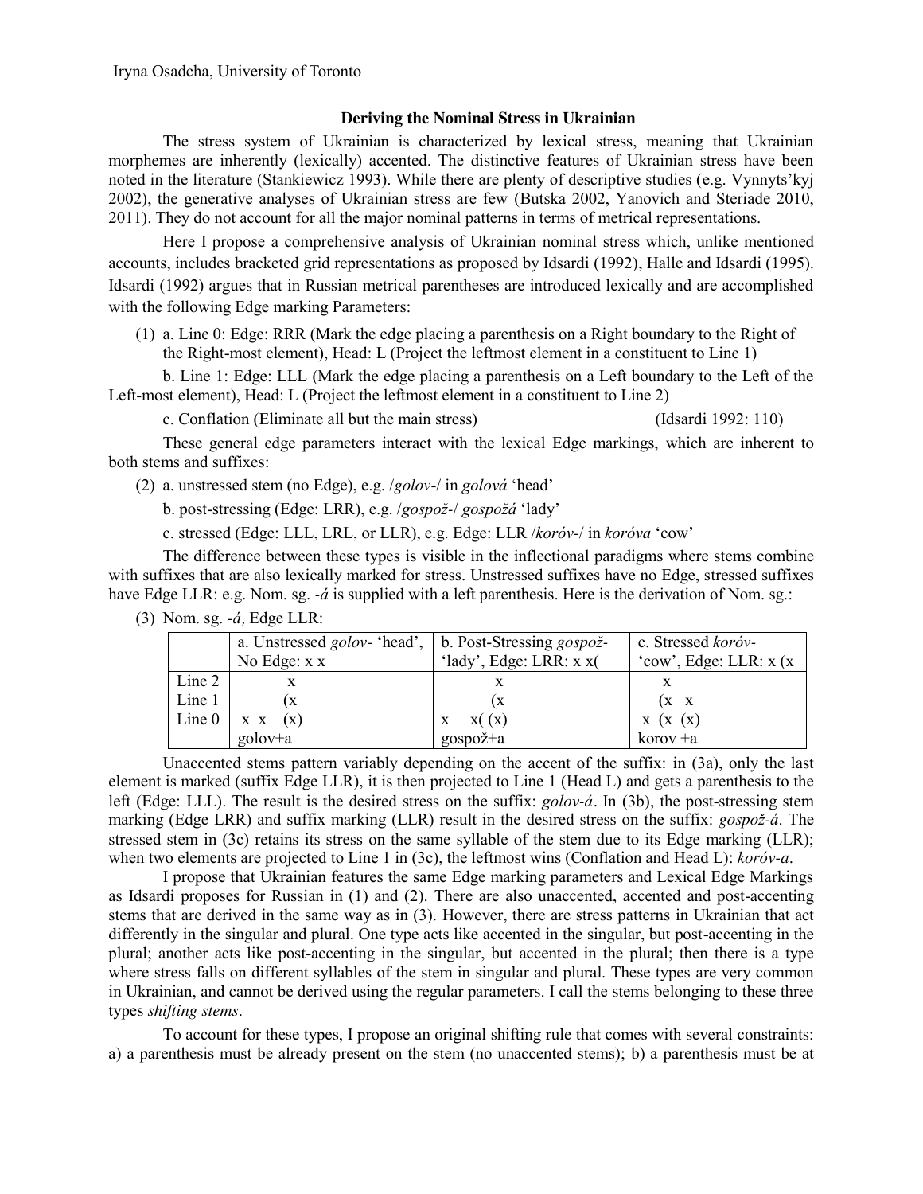Iryna Osadcha, University of Toronto

## Deriving the Nominal Stress in Ukrainian

The stress system of Ukrainian is characterized by lexical stress, meaning that Ukrainian morphemes are inherently (lexically) accented. The distinctive features of Ukrainian stress have been noted in the literature (Stankiewicz 1993). While there are plenty of descriptive studies (e.g. Vynnyts'kyj 2002), the generative analyses of Ukrainian stress are few (Butska 2002, Yanovich and Steriade 2010, 2011). They do not account for all the major nominal patterns in terms of metrical representations.

Here I propose a comprehensive analysis of Ukrainian nominal stress which, unlike mentioned accounts, includes bracketed grid representations as proposed by Idsardi (1992), Halle and Idsardi (1995). Idsardi (1992) argues that in Russian metrical parentheses are introduced lexically and are accomplished with the following Edge marking Parameters:

(1) a. Line 0: Edge: RRR (Mark the edge placing a parenthesis on a Right boundary to the Right of the Right-most element), Head: L (Project the leftmost element in a constituent to Line 1)

b. Line 1: Edge: LLL (Mark the edge placing a parenthesis on a Left boundary to the Left of the Left-most element), Head: L (Project the leftmost element in a constituent to Line 2)

c. Conflation (Eliminate all but the main stress) (Idsardi 1992: 110)

These general edge parameters interact with the lexical Edge markings, which are inherent to both stems and suffixes:

(2) a. unstressed stem (no Edge), e.g. /*golov*-/ in *golová* 'head'

b. post-stressing (Edge: LRR), e.g. /*gospož*-/ *gospožá* 'lady'

c. stressed (Edge: LLL, LRL, or LLR), e.g. Edge: LLR /*koróv*-/ in *koróva* 'cow'

The difference between these types is visible in the inflectional paradigms where stems combine with suffixes that are also lexically marked for stress. Unstressed suffixes have no Edge, stressed suffixes have Edge LLR: e.g. Nom. sg. *-á* is supplied with a left parenthesis. Here is the derivation of Nom. sg.:

(3) Nom. sg. *-á*, Edge LLR:

| | a. Unstressed *golov-* 'head', No Edge: x x | b. Post-Stressing *gospož-* 'lady', Edge: LRR: x x( | c. Stressed *koróv-* 'cow', Edge: LLR: x (x |
|---|---|---|---|
| Line 2 | x | x | x |
| Line 1 | (x | (x | (x x |
| Line 0 | x x (x) | x x( (x) | x (x (x) |
| | golov+a | gospož+a | korov +a |

Unaccented stems pattern variably depending on the accent of the suffix: in (3a), only the last element is marked (suffix Edge LLR), it is then projected to Line 1 (Head L) and gets a parenthesis to the left (Edge: LLL). The result is the desired stress on the suffix: *golov-á*. In (3b), the post-stressing stem marking (Edge LRR) and suffix marking (LLR) result in the desired stress on the suffix: *gospož-á*. The stressed stem in (3c) retains its stress on the same syllable of the stem due to its Edge marking (LLR); when two elements are projected to Line 1 in (3c), the leftmost wins (Conflation and Head L): *koróv-a*.

I propose that Ukrainian features the same Edge marking parameters and Lexical Edge Markings as Idsardi proposes for Russian in (1) and (2). There are also unaccented, accented and post-accenting stems that are derived in the same way as in (3). However, there are stress patterns in Ukrainian that act differently in the singular and plural. One type acts like accented in the singular, but post-accenting in the plural; another acts like post-accenting in the singular, but accented in the plural; then there is a type where stress falls on different syllables of the stem in singular and plural. These types are very common in Ukrainian, and cannot be derived using the regular parameters. I call the stems belonging to these three types *shifting stems*.

To account for these types, I propose an original shifting rule that comes with several constraints: a) a parenthesis must be already present on the stem (no unaccented stems); b) a parenthesis must be at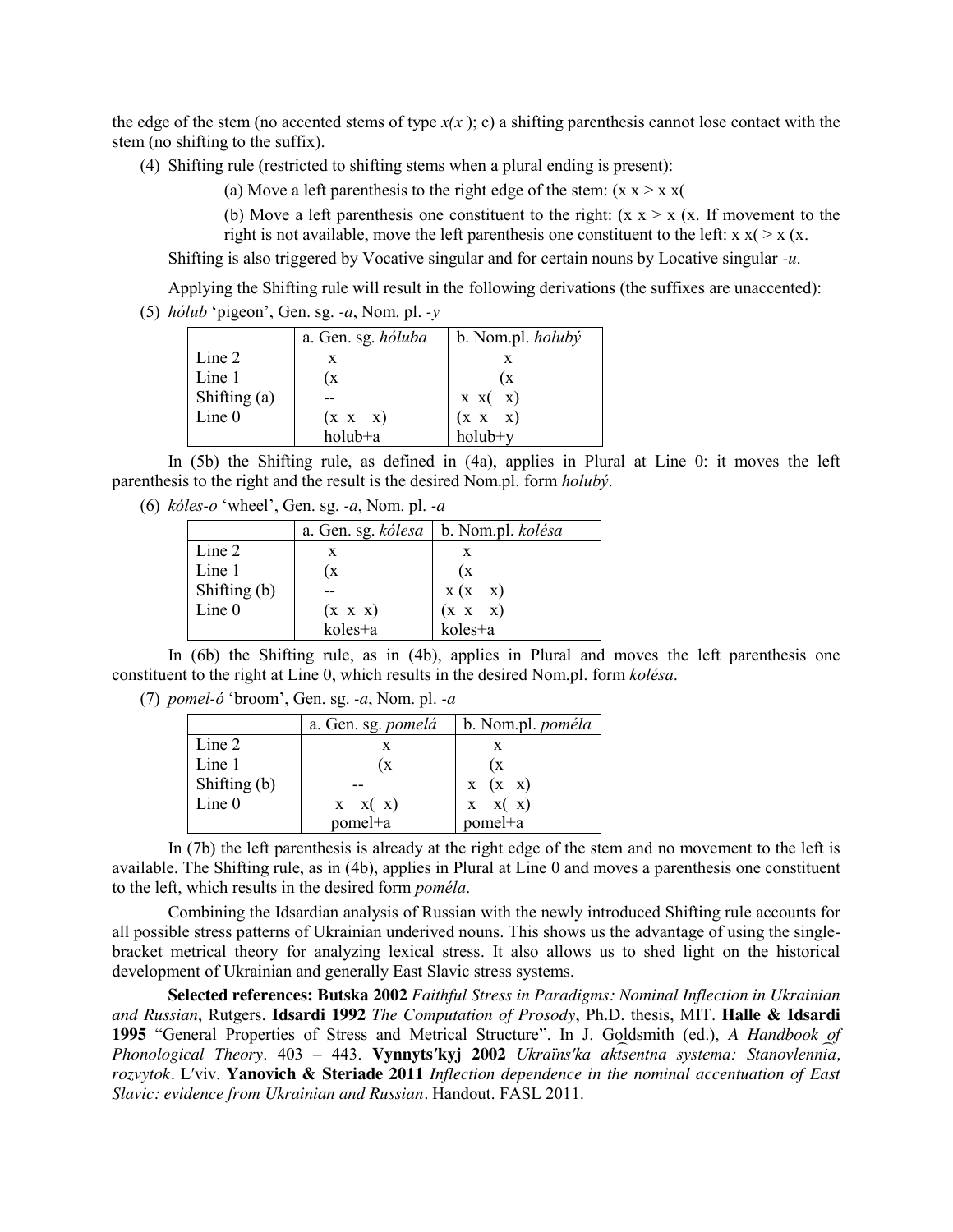the edge of the stem (no accented stems of type *x(x* ); c) a shifting parenthesis cannot lose contact with the stem (no shifting to the suffix).

(4) Shifting rule (restricted to shifting stems when a plural ending is present):

(a) Move a left parenthesis to the right edge of the stem: (x x > x x(

(b) Move a left parenthesis one constituent to the right: (x x > x (x. If movement to the right is not available, move the left parenthesis one constituent to the left: x x( > x (x.

Shifting is also triggered by Vocative singular and for certain nouns by Locative singular *-u*.

Applying the Shifting rule will result in the following derivations (the suffixes are unaccented):

(5) *hólub* 'pigeon', Gen. sg. *-a*, Nom. pl. *-y*

| | a. Gen. sg. *hóluba* | b. Nom.pl. *holubý* |
|---|---|---|
| Line 2 | x | x |
| Line 1 | (x | (x |
| Shifting (a) | -- | x x( x) |
| Line 0 | (x x x) | (x x x) |
| | holub+a | holub+y |

In (5b) the Shifting rule, as defined in (4a), applies in Plural at Line 0: it moves the left parenthesis to the right and the result is the desired Nom.pl. form *holubý*.

(6) *kóles-o* 'wheel', Gen. sg. *-a*, Nom. pl. *-a*

| | a. Gen. sg. *kólesa* | b. Nom.pl. *kolésa* |
|---|---|---|
| Line 2 | x | x |
| Line 1 | (x | (x |
| Shifting (b) | -- | x (x x) |
| Line 0 | (x x x) | (x x x) |
| | koles+a | koles+a |

In (6b) the Shifting rule, as in (4b), applies in Plural and moves the left parenthesis one constituent to the right at Line 0, which results in the desired Nom.pl. form *kolésa*.

(7) *pomel-ó* 'broom', Gen. sg. *-a*, Nom. pl. *-a*

| | a. Gen. sg. *pomelá* | b. Nom.pl. *poméla* |
|---|---|---|
| Line 2 | x | x |
| Line 1 | (x | (x |
| Shifting (b) | -- | x (x x) |
| Line 0 | x x( x) | x x( x) |
| | pomel+a | pomel+a |

In (7b) the left parenthesis is already at the right edge of the stem and no movement to the left is available. The Shifting rule, as in (4b), applies in Plural at Line 0 and moves a parenthesis one constituent to the left, which results in the desired form *poméla*.

Combining the Idsardian analysis of Russian with the newly introduced Shifting rule accounts for all possible stress patterns of Ukrainian underived nouns. This shows us the advantage of using the single-bracket metrical theory for analyzing lexical stress. It also allows us to shed light on the historical development of Ukrainian and generally East Slavic stress systems.

**Selected references: Butska 2002** *Faithful Stress in Paradigms: Nominal Inflection in Ukrainian and Russian*, Rutgers. **Idsardi 1992** *The Computation of Prosody*, Ph.D. thesis, MIT. **Halle & Idsardi 1995** "General Properties of Stress and Metrical Structure". In J. Goldsmith (ed.), *A Handbook of Phonological Theory*. 403 – 443. **Vynnytsʹkyj 2002** *Ukraïnsʹka aktsentna systema: Stanovlennia, rozvytok*. Lʹviv. **Yanovich & Steriade 2011** *Inflection dependence in the nominal accentuation of East Slavic: evidence from Ukrainian and Russian*. Handout. FASL 2011.